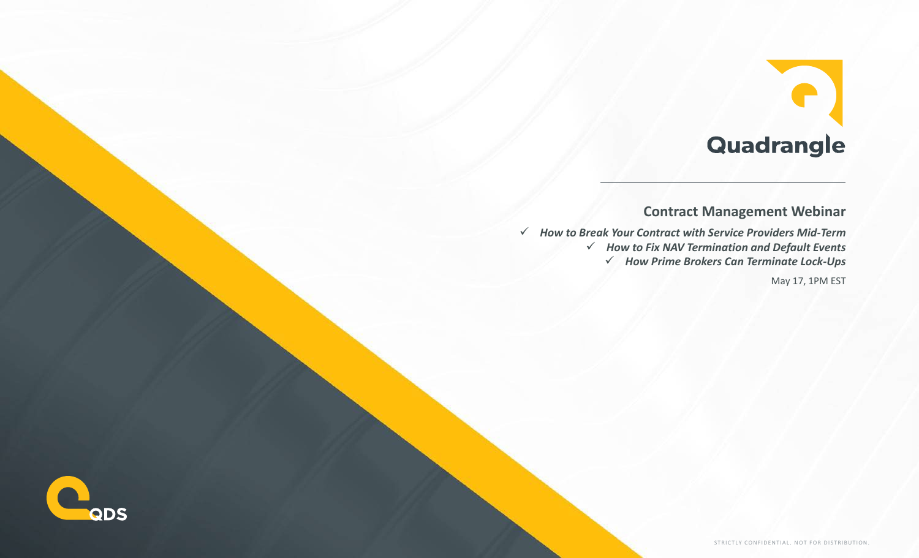# Quadrangle

## Contract Management Webinar

- ✓ ***How to Break Your Contract with Service Providers Mid-Term***
- ✓ ***How to Fix NAV Termination and Default Events***
- ✓ ***How Prime Brokers Can Terminate Lock-Ups***

May 17, 1PM EST

QDS

STRICTLY CONFIDENTIAL. NOT FOR DISTRIBUTION.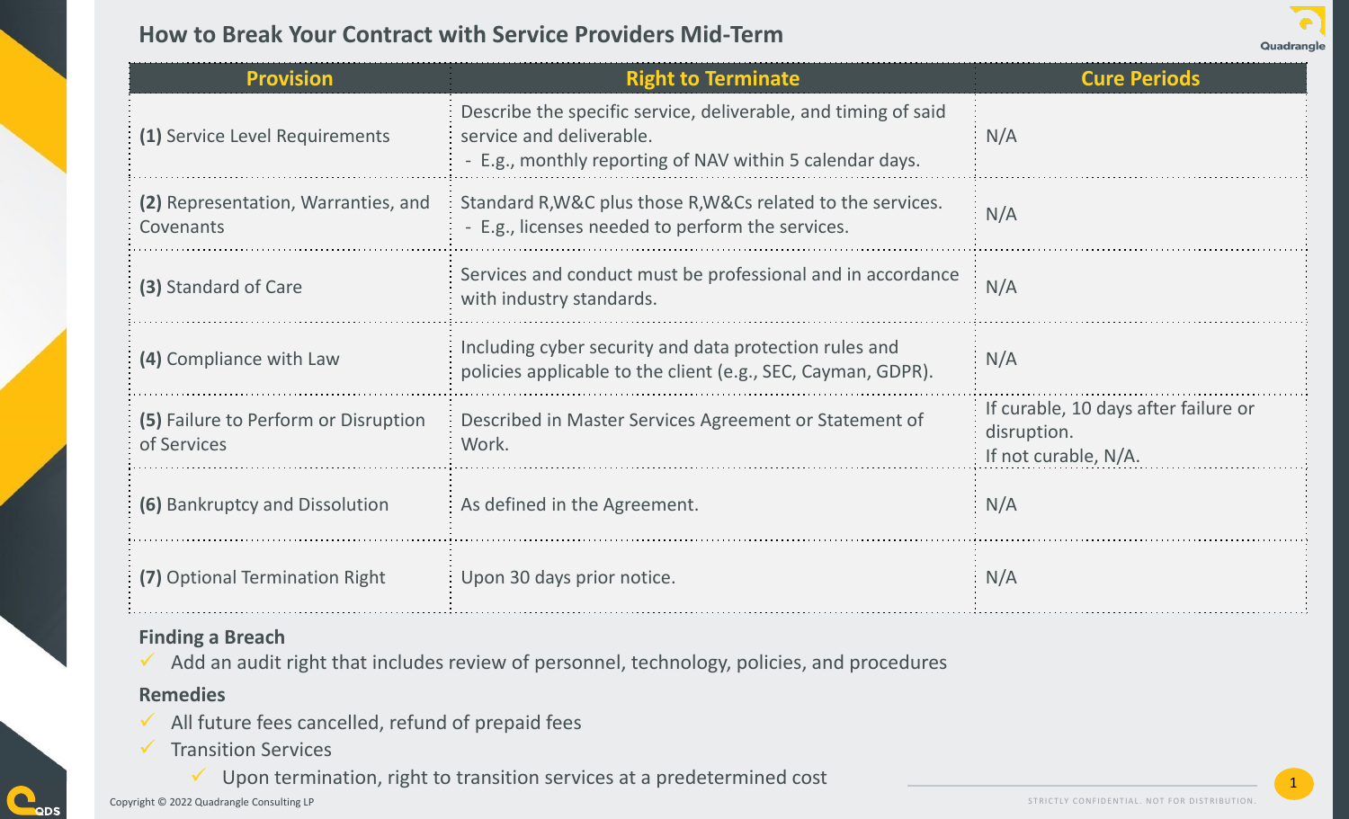# How to Break Your Contract with Service Providers Mid-Term

| Provision | Right to Terminate | Cure Periods |
|---|---|---|
| **(1)** Service Level Requirements | Describe the specific service, deliverable, and timing of said service and deliverable.<br>- E.g., monthly reporting of NAV within 5 calendar days. | N/A |
| **(2)** Representation, Warranties, and Covenants | Standard R,W&C plus those R,W&Cs related to the services.<br>- E.g., licenses needed to perform the services. | N/A |
| **(3)** Standard of Care | Services and conduct must be professional and in accordance with industry standards. | N/A |
| **(4)** Compliance with Law | Including cyber security and data protection rules and policies applicable to the client (e.g., SEC, Cayman, GDPR). | N/A |
| **(5)** Failure to Perform or Disruption of Services | Described in Master Services Agreement or Statement of Work. | If curable, 10 days after failure or disruption.<br>If not curable, N/A. |
| **(6)** Bankruptcy and Dissolution | As defined in the Agreement. | N/A |
| **(7)** Optional Termination Right | Upon 30 days prior notice. | N/A |

**Finding a Breach**

- ✓ Add an audit right that includes review of personnel, technology, policies, and procedures

**Remedies**

- ✓ All future fees cancelled, refund of prepaid fees
- ✓ Transition Services
  - ✓ Upon termination, right to transition services at a predetermined cost

Copyright © 2022 Quadrangle Consulting LP

STRICTLY CONFIDENTIAL. NOT FOR DISTRIBUTION.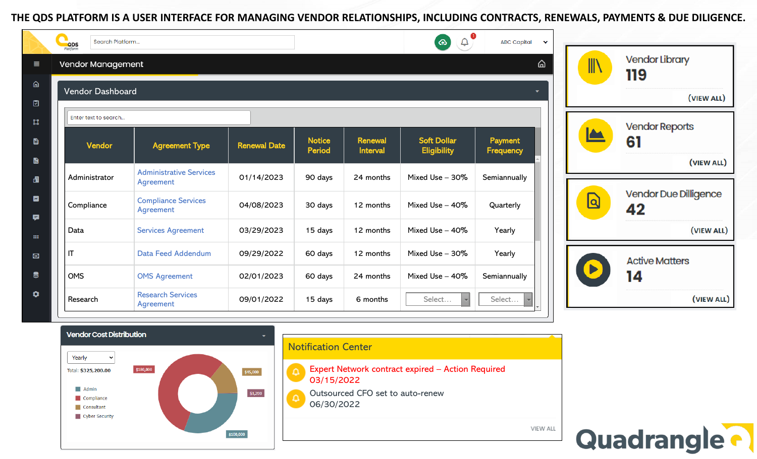# THE QDS PLATFORM IS A USER INTERFACE FOR MANAGING VENDOR RELATIONSHIPS, INCLUDING CONTRACTS, RENEWALS, PAYMENTS & DUE DILIGENCE.

Search Platform...

ABC Capital

## Vendor Management

### Vendor Dashboard

Enter text to search...

| Vendor | Agreement Type | Renewal Date | Notice Period | Renewal Interval | Soft Dollar Eligibility | Payment Frequency |
|---|---|---|---|---|---|---|
| Administrator | Administrative Services Agreement | 01/14/2023 | 90 days | 24 months | Mixed Use – 30% | Semiannually |
| Compliance | Compliance Services Agreement | 04/08/2023 | 30 days | 12 months | Mixed Use – 40% | Quarterly |
| Data | Services Agreement | 03/29/2023 | 15 days | 12 months | Mixed Use – 40% | Yearly |
| IT | Data Feed Addendum | 09/29/2022 | 60 days | 12 months | Mixed Use – 30% | Yearly |
| OMS | OMS Agreement | 02/01/2023 | 60 days | 24 months | Mixed Use – 40% | Semiannually |
| Research | Research Services Agreement | 09/01/2022 | 15 days | 6 months | Select... | Select... |

**Vendor Library** 119 (VIEW ALL)

**Vendor Reports** 61 (VIEW ALL)

**Vendor Due Dilligence** 42 (VIEW ALL)

**Active Matters** 14 (VIEW ALL)

### Vendor Cost Distribution

Yearly

Total: $325,200.00

- Admin
- Compliance
- Consultant
- Cyber Security

$180,000 | $45,000 | $1,200 | $100,000

### Notification Center

Expert Network contract expired – Action Required
03/15/2022

Outsourced CFO set to auto-renew
06/30/2022

VIEW ALL

Quadrangle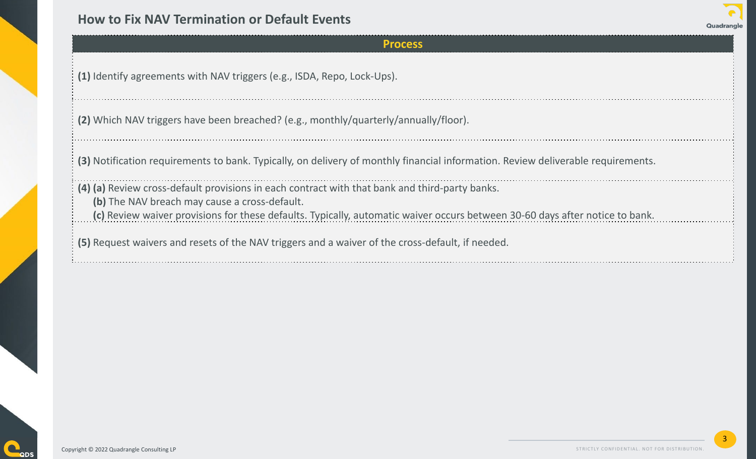## How to Fix NAV Termination or Default Events

| Process |
|---|
| **(1)** Identify agreements with NAV triggers (e.g., ISDA, Repo, Lock-Ups). |
| **(2)** Which NAV triggers have been breached? (e.g., monthly/quarterly/annually/floor). |
| **(3)** Notification requirements to bank. Typically, on delivery of monthly financial information. Review deliverable requirements. |
| **(4)** **(a)** Review cross-default provisions in each contract with that bank and third-party banks.<br>**(b)** The NAV breach may cause a cross-default.<br>**(c)** Review waiver provisions for these defaults. Typically, automatic waiver occurs between 30-60 days after notice to bank. |
| **(5)** Request waivers and resets of the NAV triggers and a waiver of the cross-default, if needed. |

Copyright © 2022 Quadrangle Consulting LP

STRICTLY CONFIDENTIAL. NOT FOR DISTRIBUTION.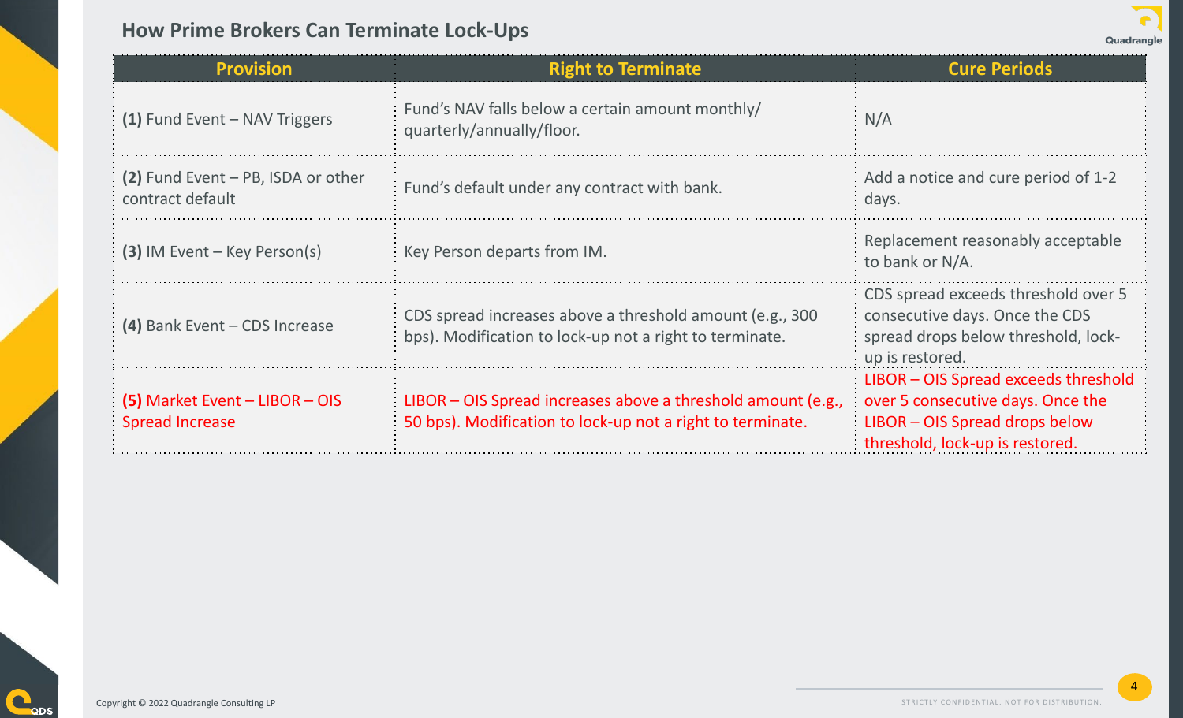## How Prime Brokers Can Terminate Lock-Ups

| Provision | Right to Terminate | Cure Periods |
|---|---|---|
| **(1)** Fund Event – NAV Triggers | Fund's NAV falls below a certain amount monthly/ quarterly/annually/floor. | N/A |
| **(2)** Fund Event – PB, ISDA or other contract default | Fund's default under any contract with bank. | Add a notice and cure period of 1-2 days. |
| **(3)** IM Event – Key Person(s) | Key Person departs from IM. | Replacement reasonably acceptable to bank or N/A. |
| **(4)** Bank Event – CDS Increase | CDS spread increases above a threshold amount (e.g., 300 bps). Modification to lock-up not a right to terminate. | CDS spread exceeds threshold over 5 consecutive days. Once the CDS spread drops below threshold, lock-up is restored. |
| **(5)** Market Event – LIBOR – OIS Spread Increase | LIBOR – OIS Spread increases above a threshold amount (e.g., 50 bps). Modification to lock-up not a right to terminate. | LIBOR – OIS Spread exceeds threshold over 5 consecutive days. Once the LIBOR – OIS Spread drops below threshold, lock-up is restored. |

Copyright © 2022 Quadrangle Consulting LP

STRICTLY CONFIDENTIAL. NOT FOR DISTRIBUTION.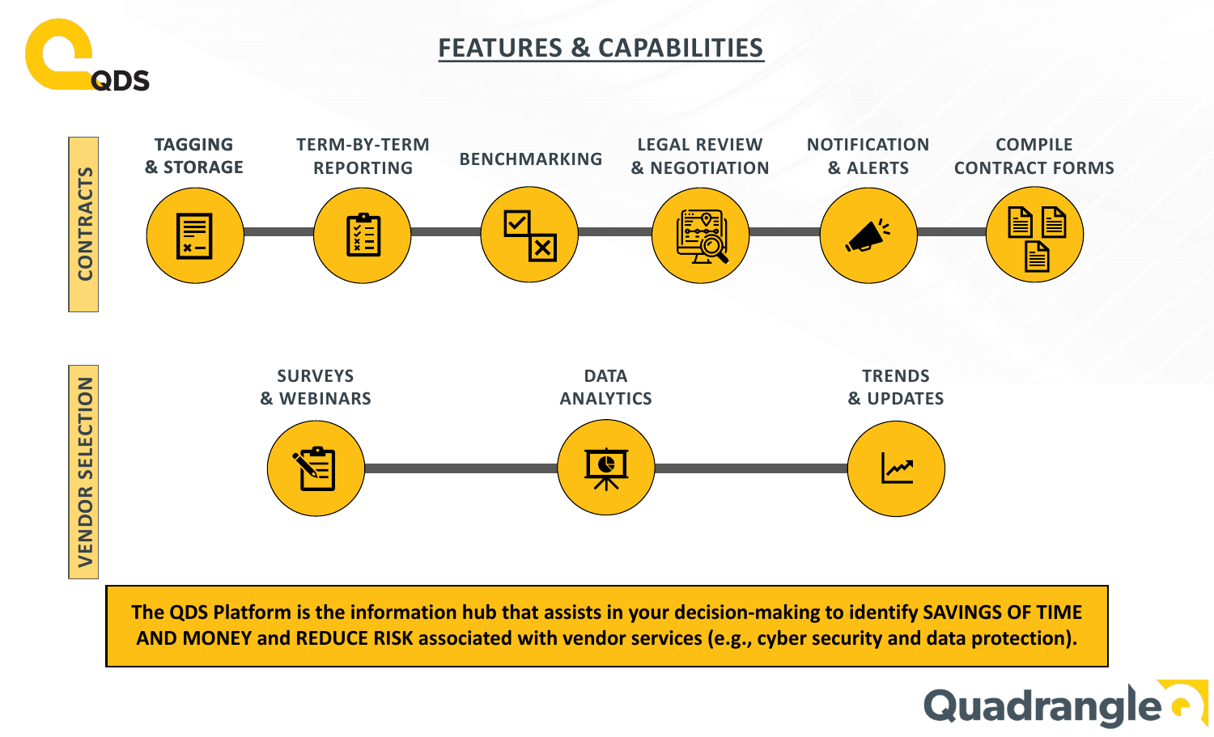QDS

# FEATURES & CAPABILITIES

## CONTRACTS

- TAGGING & STORAGE
- TERM-BY-TERM REPORTING
- BENCHMARKING
- LEGAL REVIEW & NEGOTIATION
- NOTIFICATION & ALERTS
- COMPILE CONTRACT FORMS

## VENDOR SELECTION

- SURVEYS & WEBINARS
- DATA ANALYTICS
- TRENDS & UPDATES

**The QDS Platform is the information hub that assists in your decision-making to identify SAVINGS OF TIME AND MONEY and REDUCE RISK associated with vendor services (e.g., cyber security and data protection).**

Quadrangle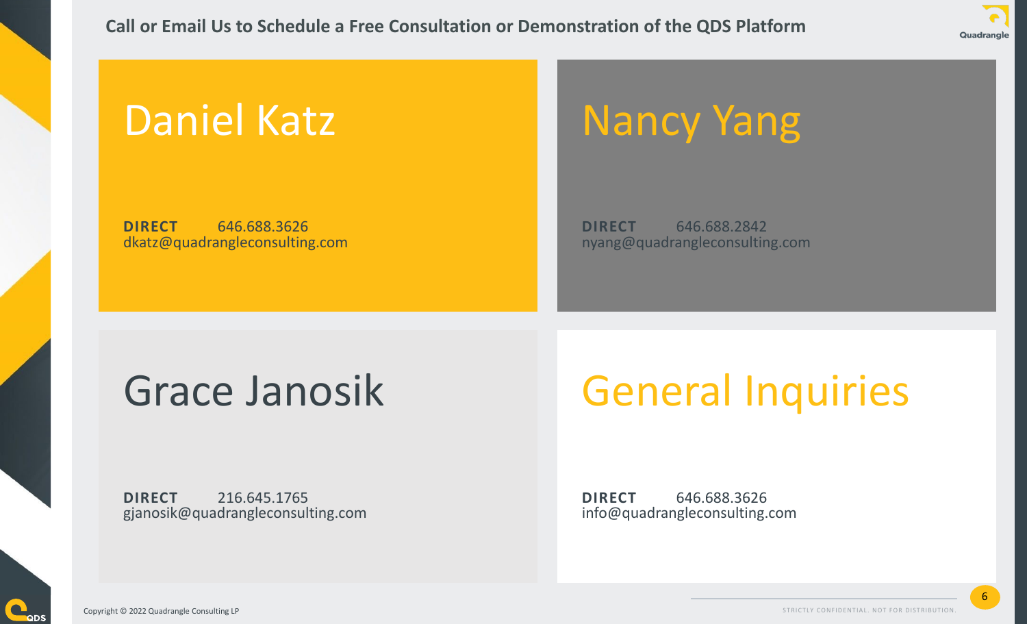# Call or Email Us to Schedule a Free Consultation or Demonstration of the QDS Platform

## Daniel Katz

**DIRECT** 646.688.3626
dkatz@quadrangleconsulting.com

## Nancy Yang

**DIRECT** 646.688.2842
nyang@quadrangleconsulting.com

## Grace Janosik

**DIRECT** 216.645.1765
gjanosik@quadrangleconsulting.com

## General Inquiries

**DIRECT** 646.688.3626
info@quadrangleconsulting.com

Copyright © 2022 Quadrangle Consulting LP

STRICTLY CONFIDENTIAL. NOT FOR DISTRIBUTION.